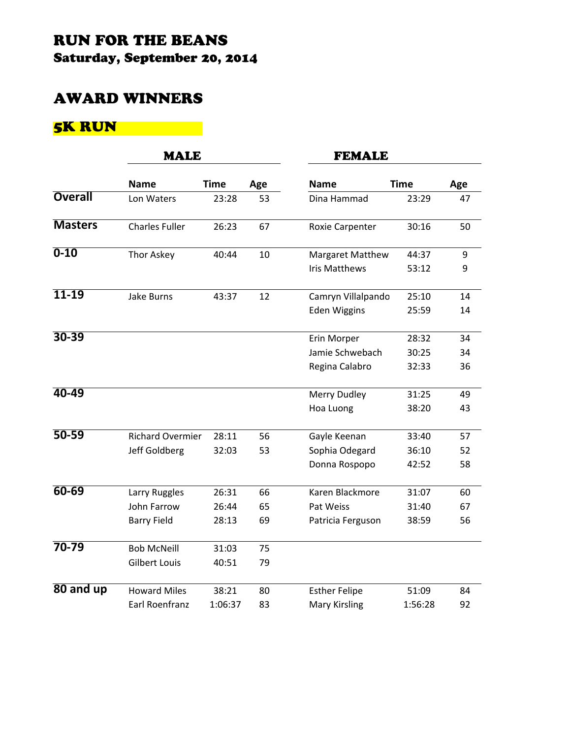# RUN FOR THE BEANS

## Saturday, September 20, 2014

## AWARD WINNERS

### 5K RUN

| | MALE | | | FEMALE | | |
|---|---|---|---|---|---|---|
| | Name | Time | Age | Name | Time | Age |
| **Overall** | Lon Waters | 23:28 | 53 | Dina Hammad | 23:29 | 47 |
| **Masters** | Charles Fuller | 26:23 | 67 | Roxie Carpenter | 30:16 | 50 |
| **0-10** | Thor Askey | 40:44 | 10 | Margaret Matthew | 44:37 | 9 |
| | | | | Iris Matthews | 53:12 | 9 |
| **11-19** | Jake Burns | 43:37 | 12 | Camryn Villalpando | 25:10 | 14 |
| | | | | Eden Wiggins | 25:59 | 14 |
| **30-39** | | | | Erin Morper | 28:32 | 34 |
| | | | | Jamie Schwebach | 30:25 | 34 |
| | | | | Regina Calabro | 32:33 | 36 |
| **40-49** | | | | Merry Dudley | 31:25 | 49 |
| | | | | Hoa Luong | 38:20 | 43 |
| **50-59** | Richard Overmier | 28:11 | 56 | Gayle Keenan | 33:40 | 57 |
| | Jeff Goldberg | 32:03 | 53 | Sophia Odegard | 36:10 | 52 |
| | | | | Donna Rospopo | 42:52 | 58 |
| **60-69** | Larry Ruggles | 26:31 | 66 | Karen Blackmore | 31:07 | 60 |
| | John Farrow | 26:44 | 65 | Pat Weiss | 31:40 | 67 |
| | Barry Field | 28:13 | 69 | Patricia Ferguson | 38:59 | 56 |
| **70-79** | Bob McNeill | 31:03 | 75 | | | |
| | Gilbert Louis | 40:51 | 79 | | | |
| **80 and up** | Howard Miles | 38:21 | 80 | Esther Felipe | 51:09 | 84 |
| | Earl Roenfranz | 1:06:37 | 83 | Mary Kirsling | 1:56:28 | 92 |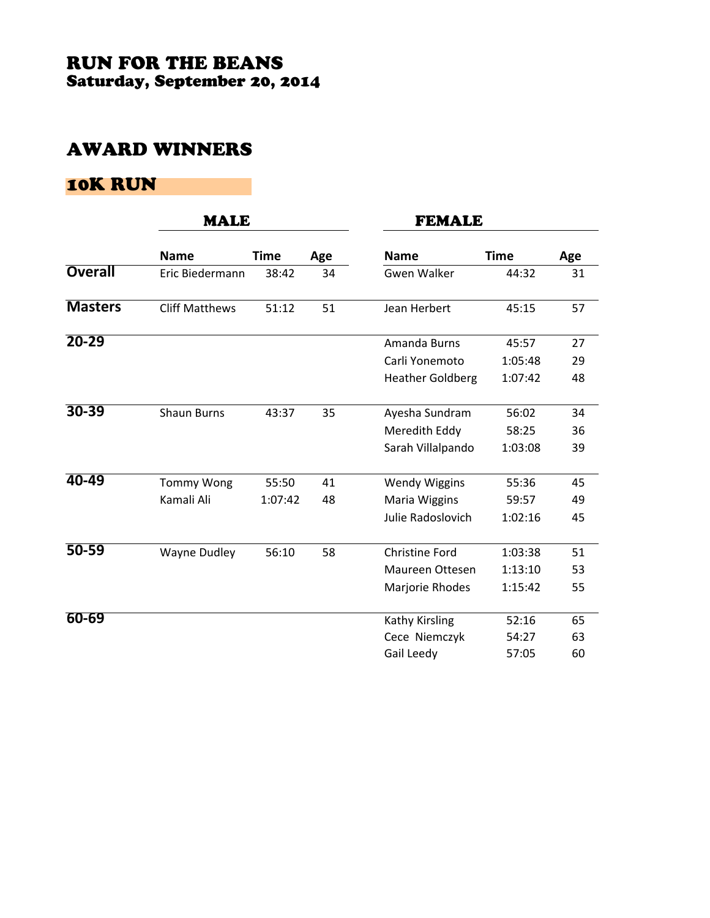# RUN FOR THE BEANS
### Saturday, September 20, 2014

## AWARD WINNERS

## 10K RUN

| | MALE | | | FEMALE | | |
|---|---|---|---|---|---|---|
| | **Name** | **Time** | **Age** | **Name** | **Time** | **Age** |
| **Overall** | Eric Biedermann | 38:42 | 34 | Gwen Walker | 44:32 | 31 |
| **Masters** | Cliff Matthews | 51:12 | 51 | Jean Herbert | 45:15 | 57 |
| **20-29** | | | | Amanda Burns | 45:57 | 27 |
| | | | | Carli Yonemoto | 1:05:48 | 29 |
| | | | | Heather Goldberg | 1:07:42 | 48 |
| **30-39** | Shaun Burns | 43:37 | 35 | Ayesha Sundram | 56:02 | 34 |
| | | | | Meredith Eddy | 58:25 | 36 |
| | | | | Sarah Villalpando | 1:03:08 | 39 |
| **40-49** | Tommy Wong | 55:50 | 41 | Wendy Wiggins | 55:36 | 45 |
| | Kamali Ali | 1:07:42 | 48 | Maria Wiggins | 59:57 | 49 |
| | | | | Julie Radoslovich | 1:02:16 | 45 |
| **50-59** | Wayne Dudley | 56:10 | 58 | Christine Ford | 1:03:38 | 51 |
| | | | | Maureen Ottesen | 1:13:10 | 53 |
| | | | | Marjorie Rhodes | 1:15:42 | 55 |
| **60-69** | | | | Kathy Kirsling | 52:16 | 65 |
| | | | | Cece Niemczyk | 54:27 | 63 |
| | | | | Gail Leedy | 57:05 | 60 |